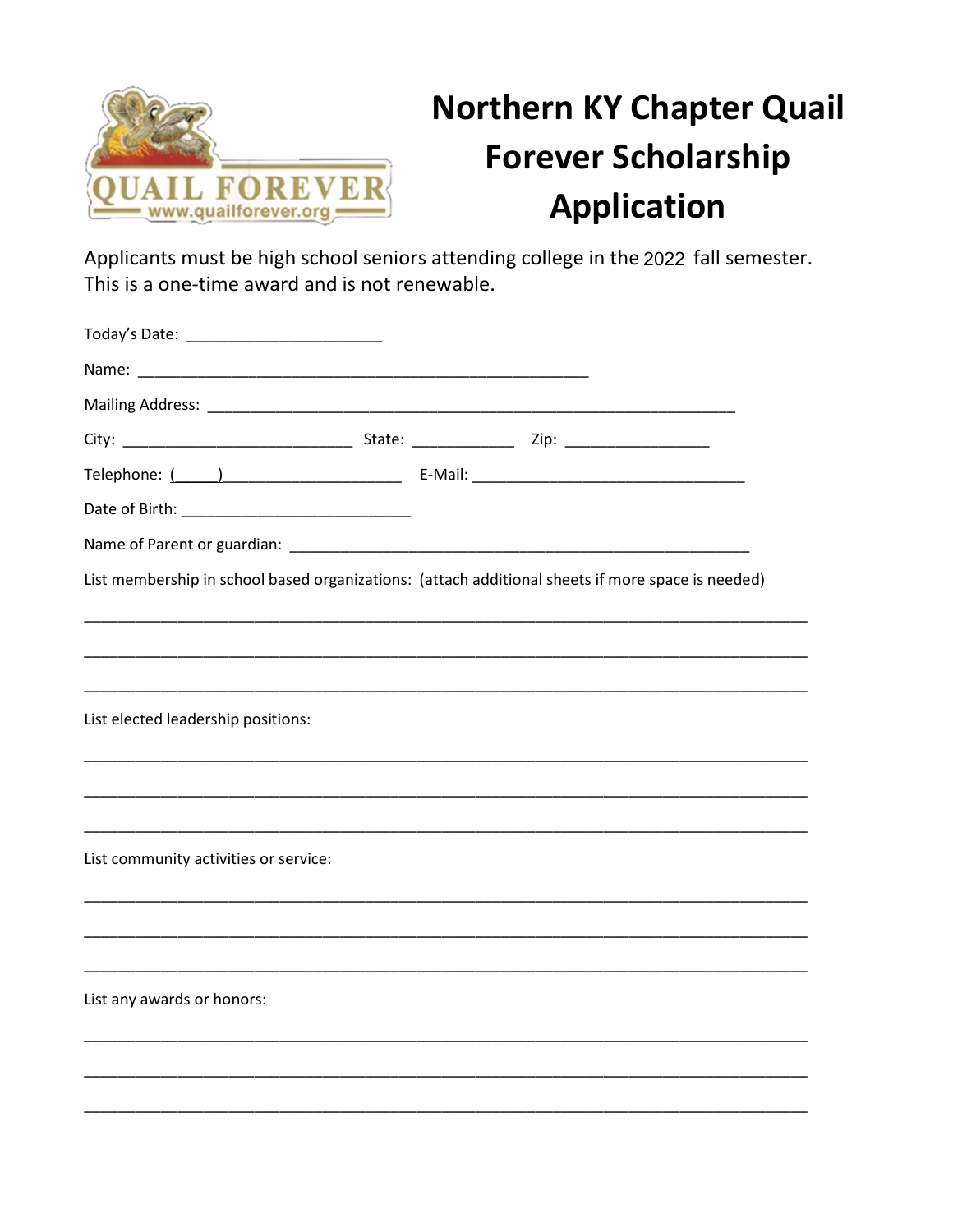QUAIL FOREVER
www.quailforever.org

# Northern KY Chapter Quail Forever Scholarship Application

Applicants must be high school seniors attending college in the 2022 fall semester. This is a one-time award and is not renewable.

Today's Date: ______________________

Name: ___________________________________________________

Mailing Address: ___________________________________________________________

City: __________________________ State: ___________ Zip: ________________

Telephone: (_____)____________________ E-Mail: ______________________________

Date of Birth: __________________________

Name of Parent or guardian: ____________________________________________________

List membership in school based organizations: (attach additional sheets if more space is needed)

________________________________________________________________________________

________________________________________________________________________________

________________________________________________________________________________

List elected leadership positions:

________________________________________________________________________________

________________________________________________________________________________

________________________________________________________________________________

List community activities or service:

________________________________________________________________________________

________________________________________________________________________________

________________________________________________________________________________

List any awards or honors:

________________________________________________________________________________

________________________________________________________________________________

________________________________________________________________________________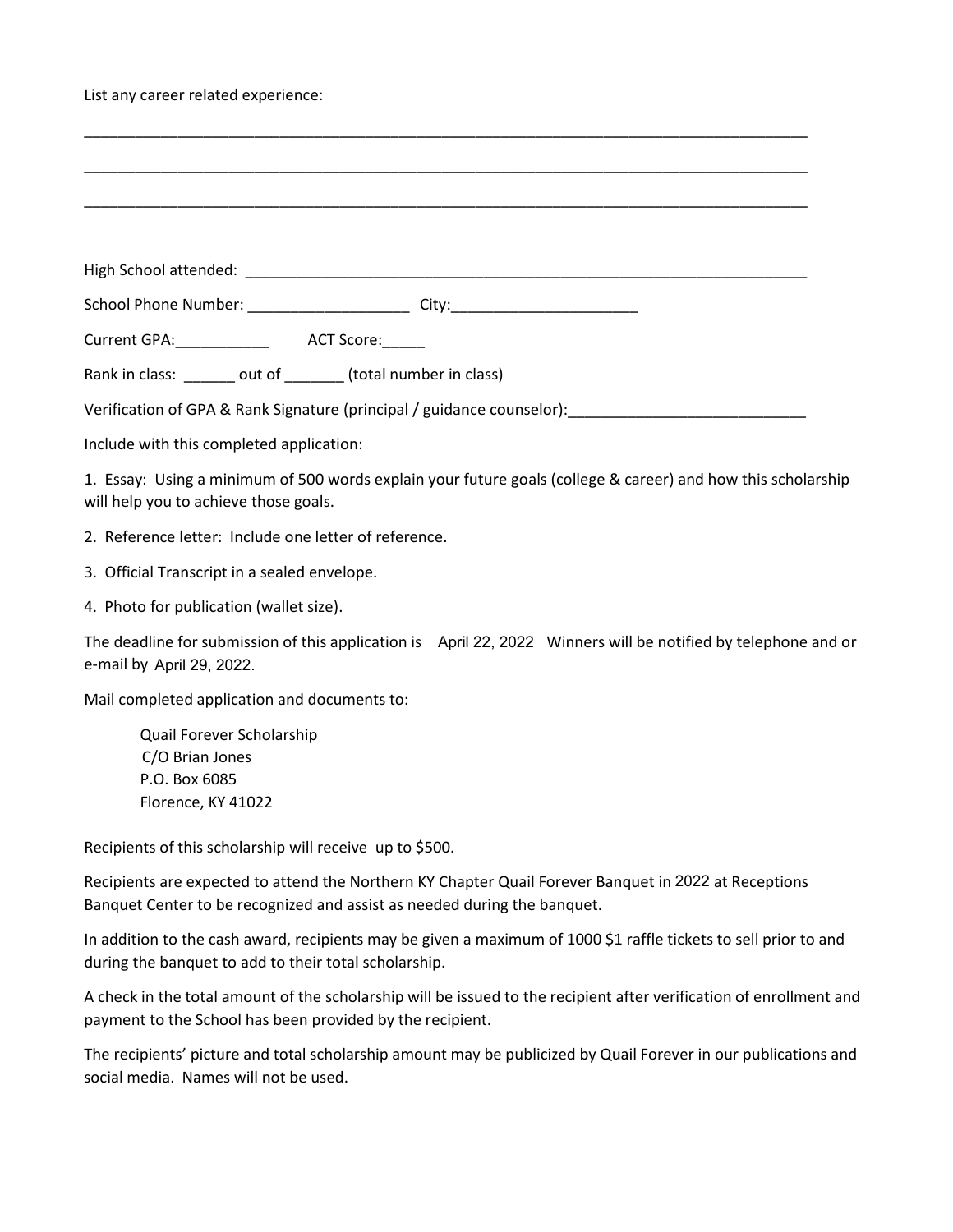List any career related experience:

_______________________________________________________________________________

_______________________________________________________________________________

_______________________________________________________________________________

High School attended: ____________________________________________________________

School Phone Number: __________________ City:_____________________

Current GPA:__________ ACT Score:_____

Rank in class: ______ out of _______ (total number in class)

Verification of GPA & Rank Signature (principal / guidance counselor):___________________________

Include with this completed application:

1. Essay: Using a minimum of 500 words explain your future goals (college & career) and how this scholarship will help you to achieve those goals.

2. Reference letter: Include one letter of reference.

3. Official Transcript in a sealed envelope.

4. Photo for publication (wallet size).

The deadline for submission of this application is April 22, 2022 Winners will be notified by telephone and or e-mail by April 29, 2022.

Mail completed application and documents to:

Quail Forever Scholarship  
C/O Brian Jones  
P.O. Box 6085  
Florence, KY 41022

Recipients of this scholarship will receive up to $500.

Recipients are expected to attend the Northern KY Chapter Quail Forever Banquet in 2022 at Receptions Banquet Center to be recognized and assist as needed during the banquet.

In addition to the cash award, recipients may be given a maximum of 1000 $1 raffle tickets to sell prior to and during the banquet to add to their total scholarship.

A check in the total amount of the scholarship will be issued to the recipient after verification of enrollment and payment to the School has been provided by the recipient.

The recipients' picture and total scholarship amount may be publicized by Quail Forever in our publications and social media. Names will not be used.